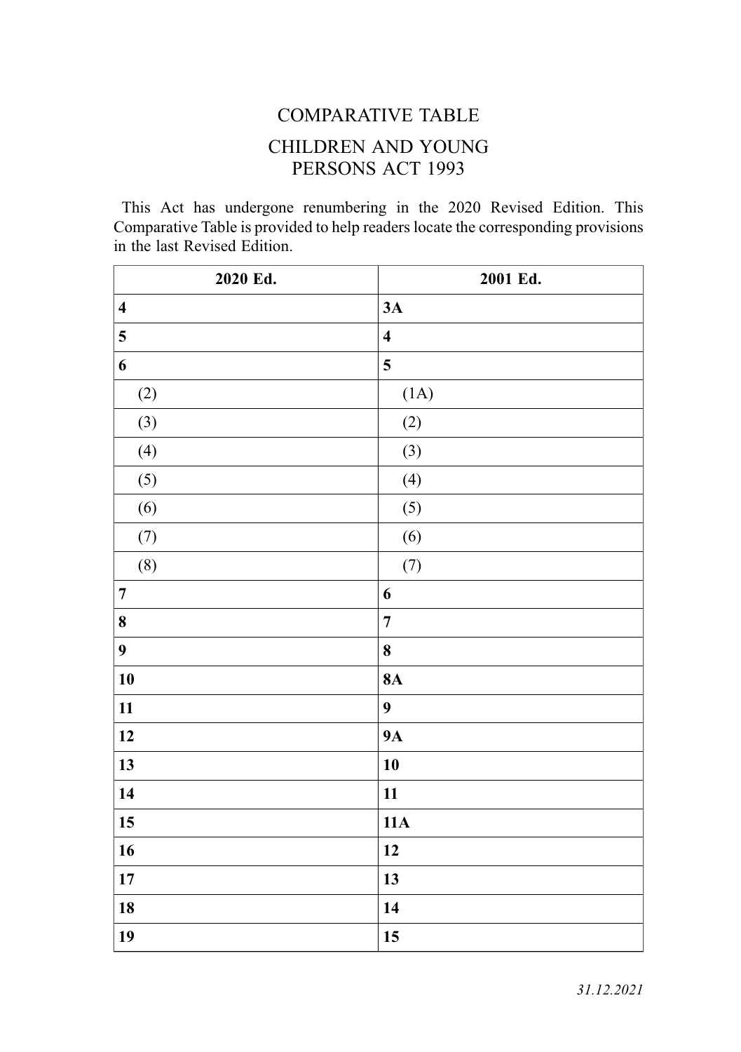# COMPARATIVE TABLE

## CHILDREN AND YOUNG PERSONS ACT 1993

This Act has undergone renumbering in the 2020 Revised Edition. This Comparative Table is provided to help readers locate the corresponding provisions in the last Revised Edition.

| **2020 Ed.** | **2001 Ed.** |
|---|---|
| **4** | **3A** |
| **5** | **4** |
| **6** | **5** |
| (2) | (1A) |
| (3) | (2) |
| (4) | (3) |
| (5) | (4) |
| (6) | (5) |
| (7) | (6) |
| (8) | (7) |
| **7** | **6** |
| **8** | **7** |
| **9** | **8** |
| **10** | **8A** |
| **11** | **9** |
| **12** | **9A** |
| **13** | **10** |
| **14** | **11** |
| **15** | **11A** |
| **16** | **12** |
| **17** | **13** |
| **18** | **14** |
| **19** | **15** |

*31.12.2021*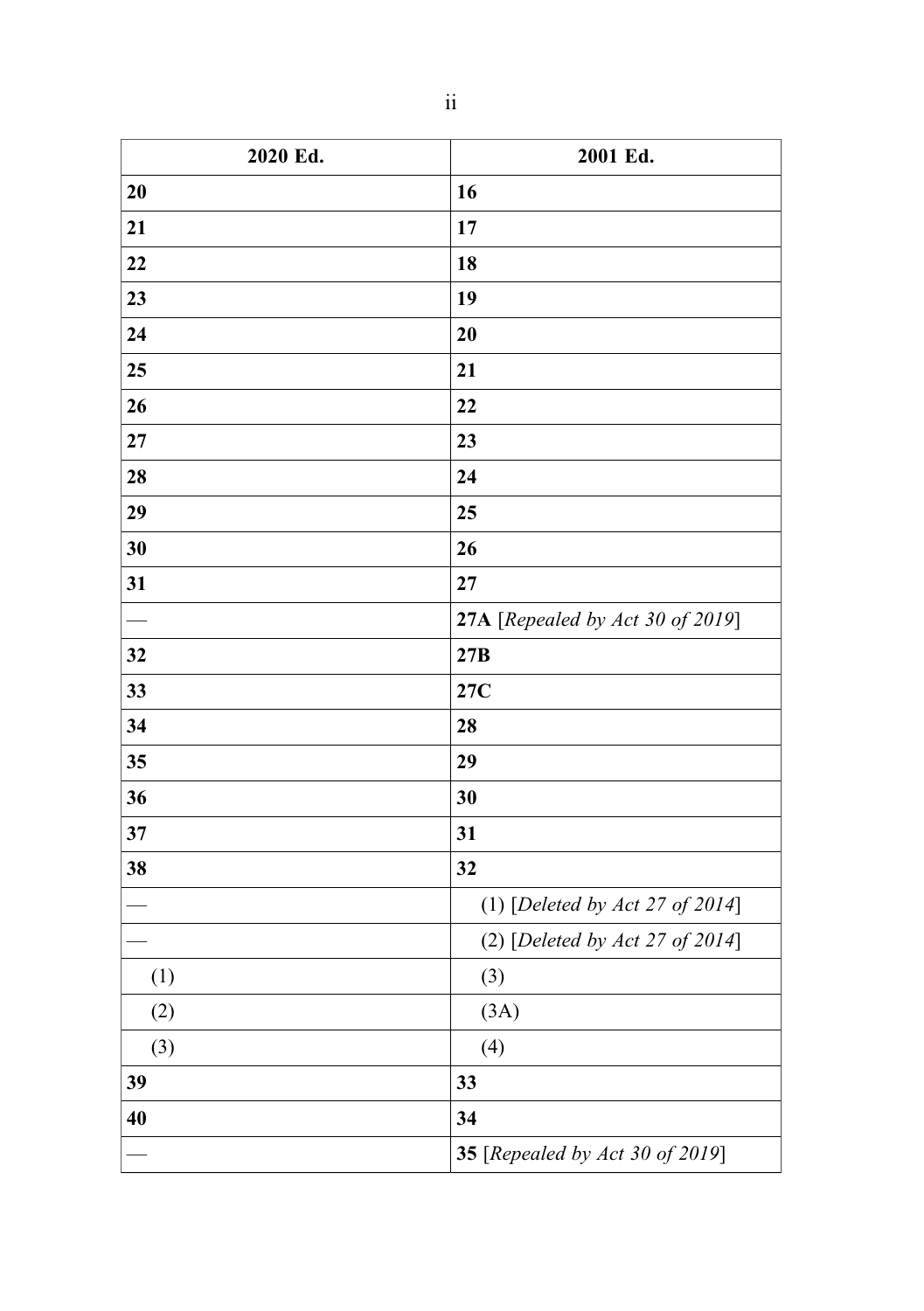| 2020 Ed. | 2001 Ed. |
|---|---|
| **20** | **16** |
| **21** | **17** |
| **22** | **18** |
| **23** | **19** |
| **24** | **20** |
| **25** | **21** |
| **26** | **22** |
| **27** | **23** |
| **28** | **24** |
| **29** | **25** |
| **30** | **26** |
| **31** | **27** |
| — | **27A** [*Repealed by Act 30 of 2019*] |
| **32** | **27B** |
| **33** | **27C** |
| **34** | **28** |
| **35** | **29** |
| **36** | **30** |
| **37** | **31** |
| **38** | **32** |
| — | (1) [*Deleted by Act 27 of 2014*] |
| — | (2) [*Deleted by Act 27 of 2014*] |
| (1) | (3) |
| (2) | (3A) |
| (3) | (4) |
| **39** | **33** |
| **40** | **34** |
| — | **35** [*Repealed by Act 30 of 2019*] |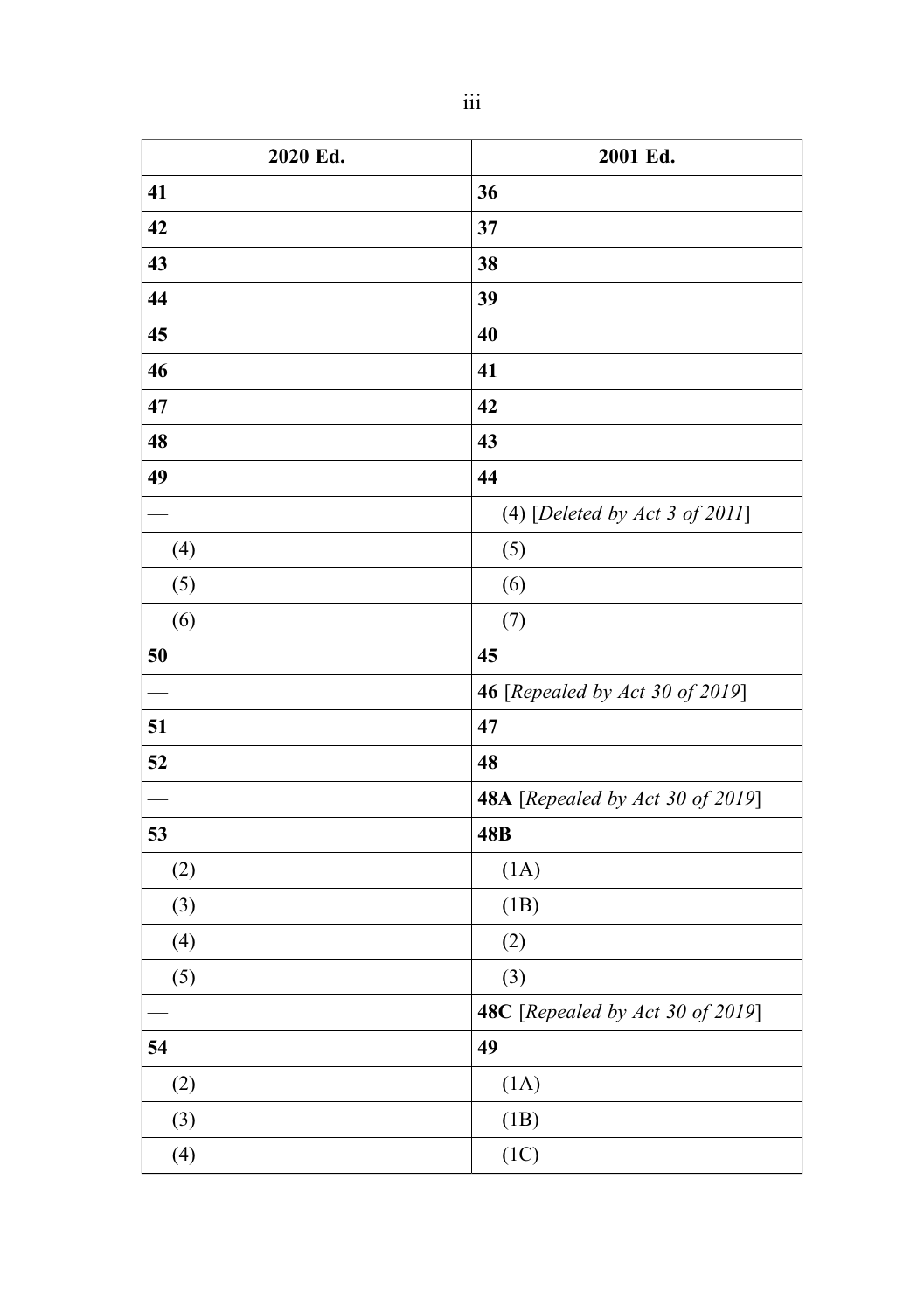| 2020 Ed. | 2001 Ed. |
|---|---|
| **41** | **36** |
| **42** | **37** |
| **43** | **38** |
| **44** | **39** |
| **45** | **40** |
| **46** | **41** |
| **47** | **42** |
| **48** | **43** |
| **49** | **44** |
| — | (4) [*Deleted by Act 3 of 2011*] |
| (4) | (5) |
| (5) | (6) |
| (6) | (7) |
| **50** | **45** |
| — | **46** [*Repealed by Act 30 of 2019*] |
| **51** | **47** |
| **52** | **48** |
| — | **48A** [*Repealed by Act 30 of 2019*] |
| **53** | **48B** |
| (2) | (1A) |
| (3) | (1B) |
| (4) | (2) |
| (5) | (3) |
| — | **48C** [*Repealed by Act 30 of 2019*] |
| **54** | **49** |
| (2) | (1A) |
| (3) | (1B) |
| (4) | (1C) |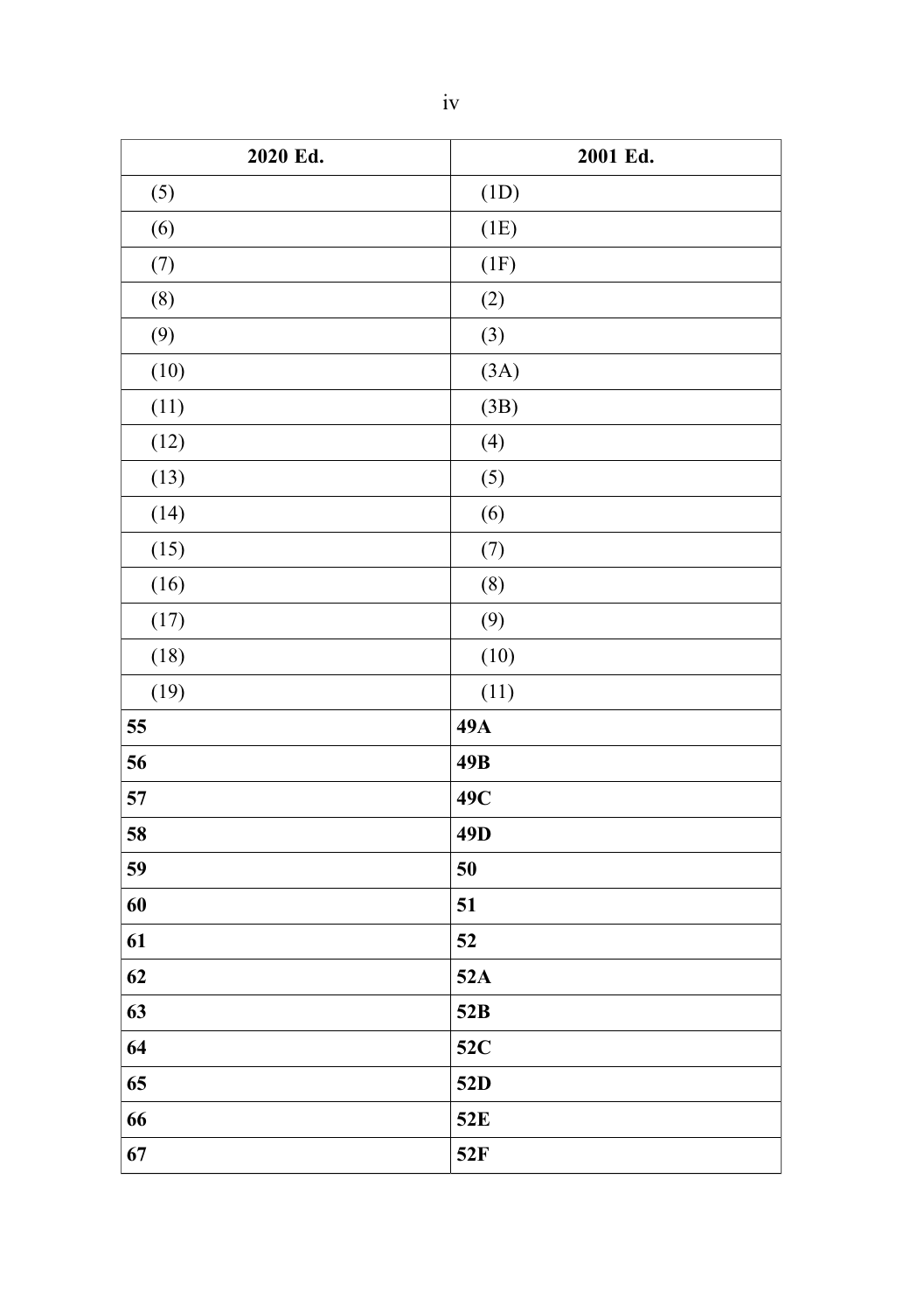| 2020 Ed. | 2001 Ed. |
|---|---|
| (5) | (1D) |
| (6) | (1E) |
| (7) | (1F) |
| (8) | (2) |
| (9) | (3) |
| (10) | (3A) |
| (11) | (3B) |
| (12) | (4) |
| (13) | (5) |
| (14) | (6) |
| (15) | (7) |
| (16) | (8) |
| (17) | (9) |
| (18) | (10) |
| (19) | (11) |
| **55** | **49A** |
| **56** | **49B** |
| **57** | **49C** |
| **58** | **49D** |
| **59** | **50** |
| **60** | **51** |
| **61** | **52** |
| **62** | **52A** |
| **63** | **52B** |
| **64** | **52C** |
| **65** | **52D** |
| **66** | **52E** |
| **67** | **52F** |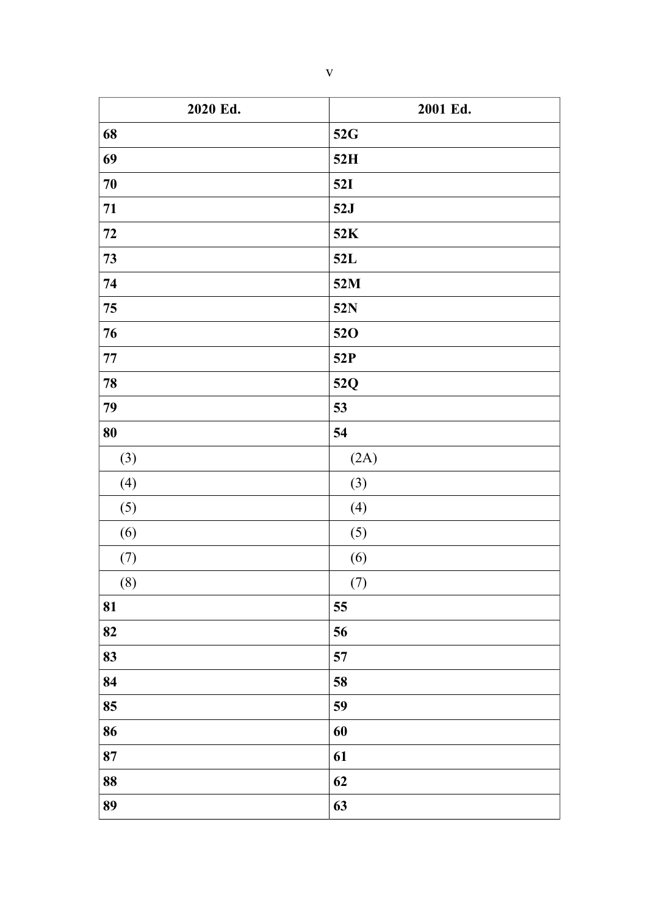| 2020 Ed. | 2001 Ed. |
|---|---|
| **68** | **52G** |
| **69** | **52H** |
| **70** | **52I** |
| **71** | **52J** |
| **72** | **52K** |
| **73** | **52L** |
| **74** | **52M** |
| **75** | **52N** |
| **76** | **52O** |
| **77** | **52P** |
| **78** | **52Q** |
| **79** | **53** |
| **80** | **54** |
| (3) | (2A) |
| (4) | (3) |
| (5) | (4) |
| (6) | (5) |
| (7) | (6) |
| (8) | (7) |
| **81** | **55** |
| **82** | **56** |
| **83** | **57** |
| **84** | **58** |
| **85** | **59** |
| **86** | **60** |
| **87** | **61** |
| **88** | **62** |
| **89** | **63** |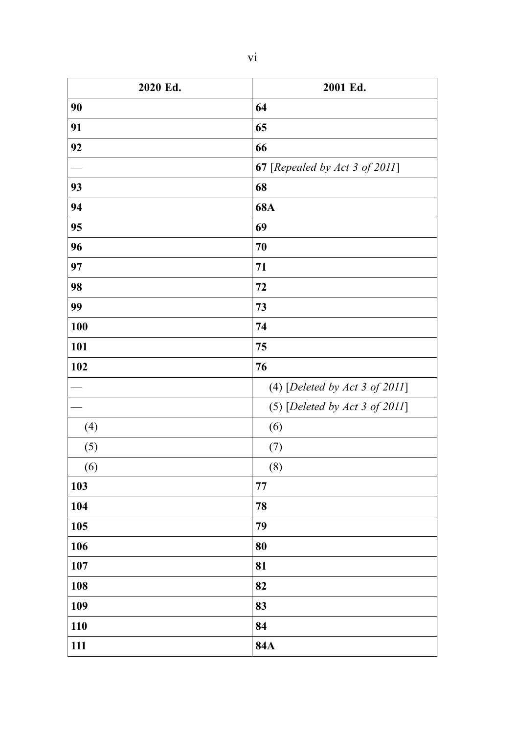| 2020 Ed. | 2001 Ed. |
|---|---|
| **90** | **64** |
| **91** | **65** |
| **92** | **66** |
| — | **67** [*Repealed by Act 3 of 2011*] |
| **93** | **68** |
| **94** | **68A** |
| **95** | **69** |
| **96** | **70** |
| **97** | **71** |
| **98** | **72** |
| **99** | **73** |
| **100** | **74** |
| **101** | **75** |
| **102** | **76** |
| — | (4) [*Deleted by Act 3 of 2011*] |
| — | (5) [*Deleted by Act 3 of 2011*] |
| (4) | (6) |
| (5) | (7) |
| (6) | (8) |
| **103** | **77** |
| **104** | **78** |
| **105** | **79** |
| **106** | **80** |
| **107** | **81** |
| **108** | **82** |
| **109** | **83** |
| **110** | **84** |
| **111** | **84A** |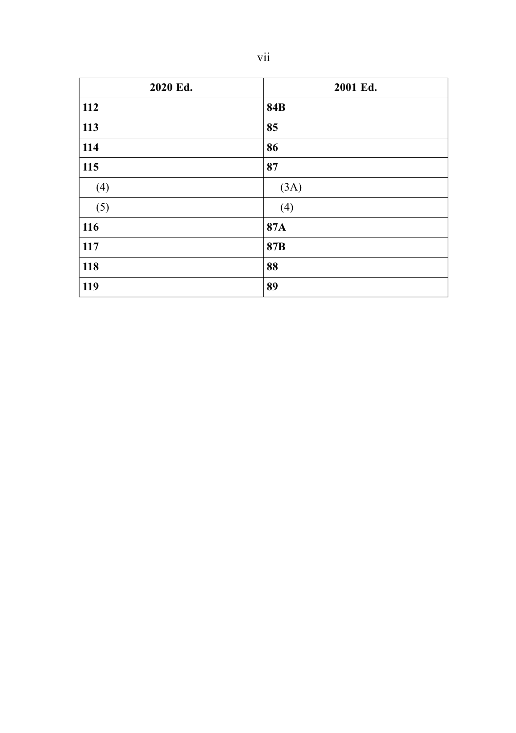| 2020 Ed. | 2001 Ed. |
| --- | --- |
| **112** | **84B** |
| **113** | **85** |
| **114** | **86** |
| **115** | **87** |
| (4) | (3A) |
| (5) | (4) |
| **116** | **87A** |
| **117** | **87B** |
| **118** | **88** |
| **119** | **89** |